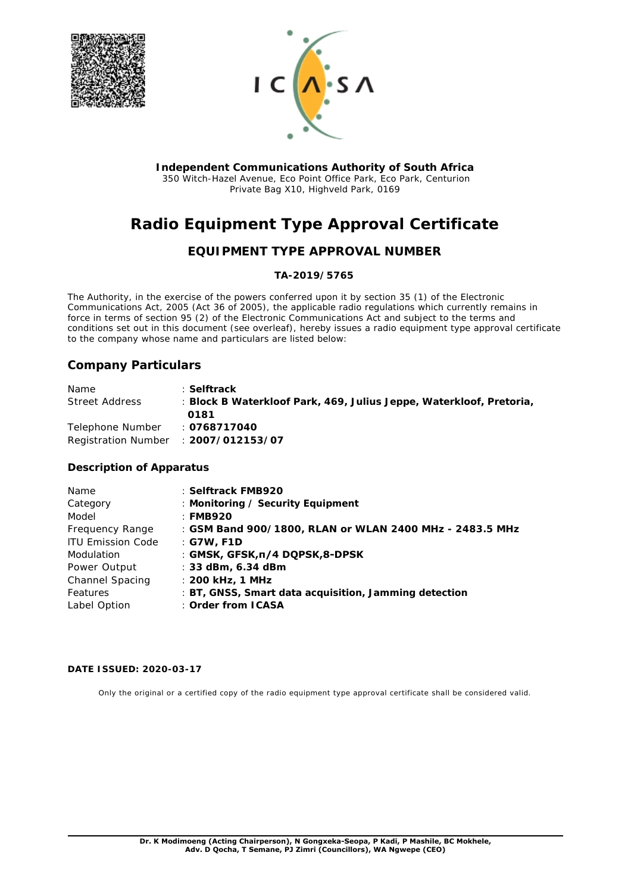**Independent Communications Authority of South Africa**
350 Witch-Hazel Avenue, Eco Point Office Park, Eco Park, Centurion
Private Bag X10, Highveld Park, 0169

# Radio Equipment Type Approval Certificate

## EQUIPMENT TYPE APPROVAL NUMBER

**TA-2019/5765**

The Authority, in the exercise of the powers conferred upon it by section 35 (1) of the Electronic Communications Act, 2005 (Act 36 of 2005), the applicable radio regulations which currently remains in force in terms of section 95 (2) of the Electronic Communications Act and subject to the terms and conditions set out in this document (see overleaf), hereby issues a radio equipment type approval certificate to the company whose name and particulars are listed below:

## Company Particulars

| | |
|---|---|
| Name | : **Selftrack** |
| Street Address | : **Block B Waterkloof Park, 469, Julius Jeppe, Waterkloof, Pretoria, 0181** |
| Telephone Number | : **0768717040** |
| Registration Number | : **2007/012153/07** |

### Description of Apparatus

| | |
|---|---|
| Name | : **Selftrack FMB920** |
| Category | : **Monitoring / Security Equipment** |
| Model | : **FMB920** |
| Frequency Range | : **GSM Band 900/1800, RLAN or WLAN 2400 MHz - 2483.5 MHz** |
| ITU Emission Code | : **G7W, F1D** |
| Modulation | : **GMSK, GFSK,п/4 DQPSK,8-DPSK** |
| Power Output | : **33 dBm, 6.34 dBm** |
| Channel Spacing | : **200 kHz, 1 MHz** |
| Features | : **BT, GNSS, Smart data acquisition, Jamming detection** |
| Label Option | : **Order from ICASA** |

**DATE ISSUED: 2020-03-17**

Only the original or a certified copy of the radio equipment type approval certificate shall be considered valid.

**Dr. K Modimoeng (Acting Chairperson), N Gongxeka-Seopa, P Kadi, P Mashile, BC Mokhele, Adv. D Qocha, T Semane, PJ Zimri (Councillors), WA Ngwepe (CEO)**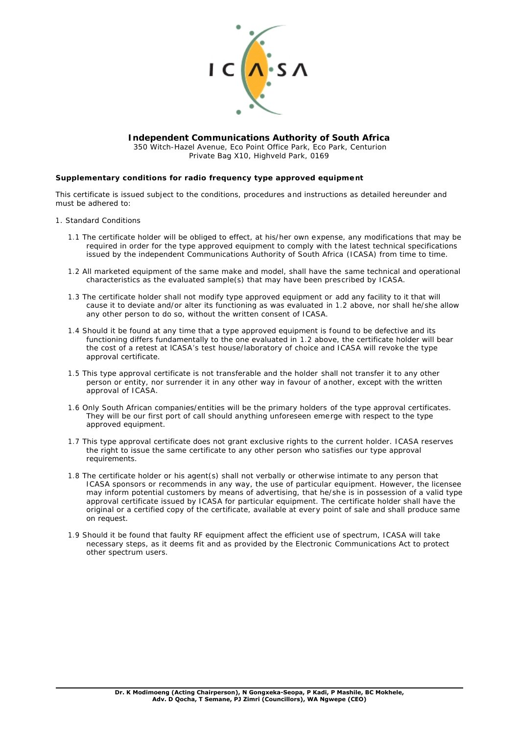**Independent Communications Authority of South Africa**

350 Witch-Hazel Avenue, Eco Point Office Park, Eco Park, Centurion
Private Bag X10, Highveld Park, 0169

**Supplementary conditions for radio frequency type approved equipment**

This certificate is issued subject to the conditions, procedures and instructions as detailed hereunder and must be adhered to:

1. Standard Conditions

   1.1 The certificate holder will be obliged to effect, at his/her own expense, any modifications that may be required in order for the type approved equipment to comply with the latest technical specifications issued by the independent Communications Authority of South Africa (ICASA) from time to time.

   1.2 All marketed equipment of the same make and model, shall have the same technical and operational characteristics as the evaluated sample(s) that may have been prescribed by ICASA.

   1.3 The certificate holder shall not modify type approved equipment or add any facility to it that will cause it to deviate and/or alter its functioning as was evaluated in 1.2 above, nor shall he/she allow any other person to do so, without the written consent of ICASA.

   1.4 Should it be found at any time that a type approved equipment is found to be defective and its functioning differs fundamentally to the one evaluated in 1.2 above, the certificate holder will bear the cost of a retest at ICASA's test house/laboratory of choice and ICASA will revoke the type approval certificate.

   1.5 This type approval certificate is not transferable and the holder shall not transfer it to any other person or entity, nor surrender it in any other way in favour of another, except with the written approval of ICASA.

   1.6 Only South African companies/entities will be the primary holders of the type approval certificates. They will be our first port of call should anything unforeseen emerge with respect to the type approved equipment.

   1.7 This type approval certificate does not grant exclusive rights to the current holder. ICASA reserves the right to issue the same certificate to any other person who satisfies our type approval requirements.

   1.8 The certificate holder or his agent(s) shall not verbally or otherwise intimate to any person that ICASA sponsors or recommends in any way, the use of particular equipment. However, the licensee may inform potential customers by means of advertising, that he/she is in possession of a valid type approval certificate issued by ICASA for particular equipment. The certificate holder shall have the original or a certified copy of the certificate, available at every point of sale and shall produce same on request.

   1.9 Should it be found that faulty RF equipment affect the efficient use of spectrum, ICASA will take necessary steps, as it deems fit and as provided by the Electronic Communications Act to protect other spectrum users.

**Dr. K Modimoeng (Acting Chairperson), N Gongxeka-Seopa, P Kadi, P Mashile, BC Mokhele, Adv. D Qocha, T Semane, PJ Zimri (Councillors), WA Ngwepe (CEO)**